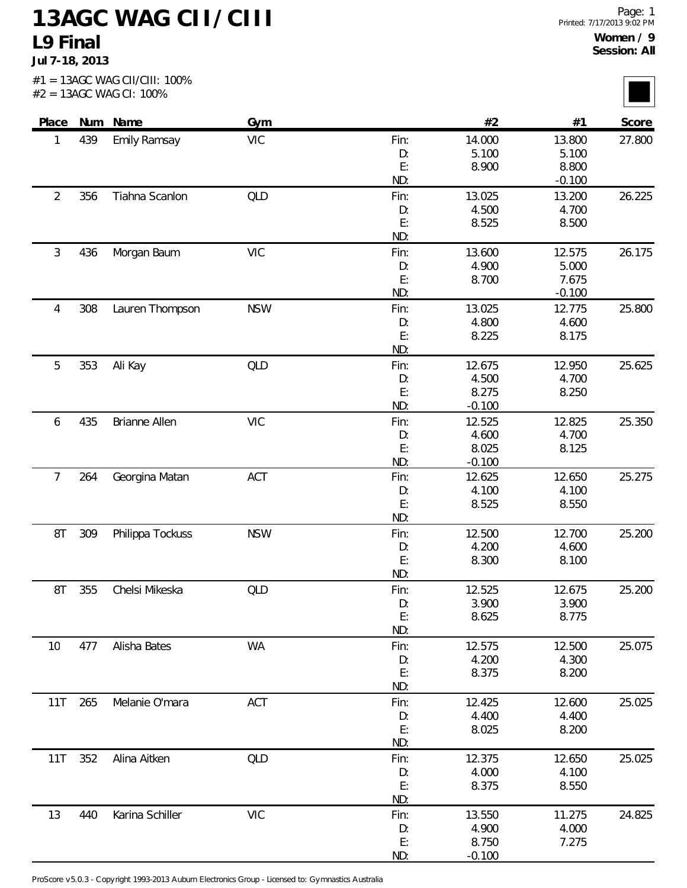# 13AGC WAG CII/CIII

## L9 Final

**Jul 7-18, 2013**

Printed: 7/17/2013 9:02 PM

**Women / 9**
**Session: All**

#1 = 13AGC WAG CII/CIII: 100%
#2 = 13AGC WAG CI: 100%

| Place | Num | Name | Gym | | #2 | #1 | Score |
|---|---|---|---|---|---|---|---|
| 1 | 439 | Emily Ramsay | VIC | Fin: | 14.000 | 13.800 | 27.800 |
| | | | | D: | 5.100 | 5.100 | |
| | | | | E: | 8.900 | 8.800 | |
| | | | | ND: | | -0.100 | |
| 2 | 356 | Tiahna Scanlon | QLD | Fin: | 13.025 | 13.200 | 26.225 |
| | | | | D: | 4.500 | 4.700 | |
| | | | | E: | 8.525 | 8.500 | |
| | | | | ND: | | | |
| 3 | 436 | Morgan Baum | VIC | Fin: | 13.600 | 12.575 | 26.175 |
| | | | | D: | 4.900 | 5.000 | |
| | | | | E: | 8.700 | 7.675 | |
| | | | | ND: | | -0.100 | |
| 4 | 308 | Lauren Thompson | NSW | Fin: | 13.025 | 12.775 | 25.800 |
| | | | | D: | 4.800 | 4.600 | |
| | | | | E: | 8.225 | 8.175 | |
| | | | | ND: | | | |
| 5 | 353 | Ali Kay | QLD | Fin: | 12.675 | 12.950 | 25.625 |
| | | | | D: | 4.500 | 4.700 | |
| | | | | E: | 8.275 | 8.250 | |
| | | | | ND: | -0.100 | | |
| 6 | 435 | Brianne Allen | VIC | Fin: | 12.525 | 12.825 | 25.350 |
| | | | | D: | 4.600 | 4.700 | |
| | | | | E: | 8.025 | 8.125 | |
| | | | | ND: | -0.100 | | |
| 7 | 264 | Georgina Matan | ACT | Fin: | 12.625 | 12.650 | 25.275 |
| | | | | D: | 4.100 | 4.100 | |
| | | | | E: | 8.525 | 8.550 | |
| | | | | ND: | | | |
| 8T | 309 | Philippa Tockuss | NSW | Fin: | 12.500 | 12.700 | 25.200 |
| | | | | D: | 4.200 | 4.600 | |
| | | | | E: | 8.300 | 8.100 | |
| | | | | ND: | | | |
| 8T | 355 | Chelsi Mikeska | QLD | Fin: | 12.525 | 12.675 | 25.200 |
| | | | | D: | 3.900 | 3.900 | |
| | | | | E: | 8.625 | 8.775 | |
| | | | | ND: | | | |
| 10 | 477 | Alisha Bates | WA | Fin: | 12.575 | 12.500 | 25.075 |
| | | | | D: | 4.200 | 4.300 | |
| | | | | E: | 8.375 | 8.200 | |
| | | | | ND: | | | |
| 11T | 265 | Melanie O'mara | ACT | Fin: | 12.425 | 12.600 | 25.025 |
| | | | | D: | 4.400 | 4.400 | |
| | | | | E: | 8.025 | 8.200 | |
| | | | | ND: | | | |
| 11T | 352 | Alina Aitken | QLD | Fin: | 12.375 | 12.650 | 25.025 |
| | | | | D: | 4.000 | 4.100 | |
| | | | | E: | 8.375 | 8.550 | |
| | | | | ND: | | | |
| 13 | 440 | Karina Schiller | VIC | Fin: | 13.550 | 11.275 | 24.825 |
| | | | | D: | 4.900 | 4.000 | |
| | | | | E: | 8.750 | 7.275 | |
| | | | | ND: | -0.100 | | |

ProScore v5.0.3 - Copyright 1993-2013 Auburn Electronics Group - Licensed to: Gymnastics Australia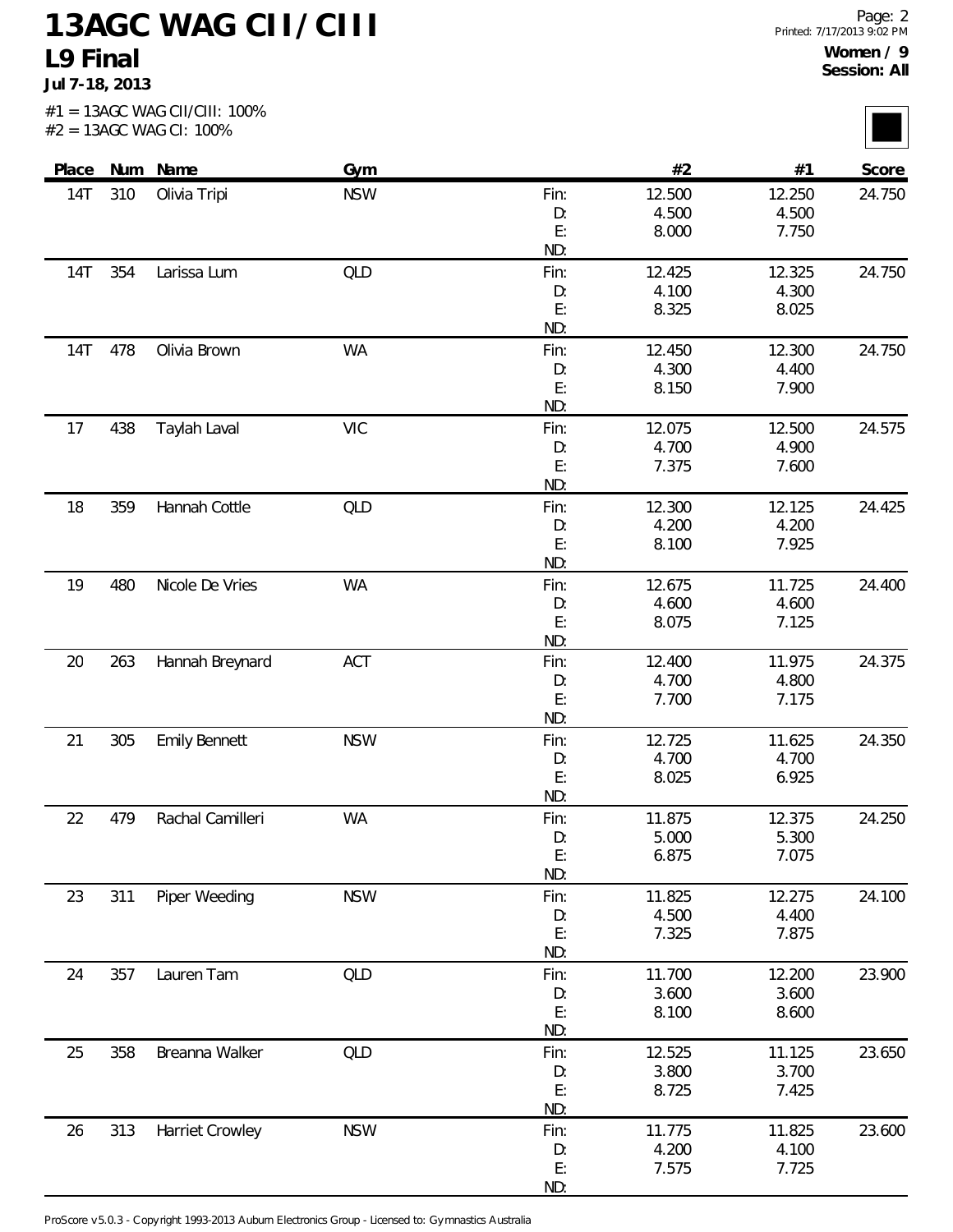# 13AGC WAG CII/CIII

## L9 Final

**Jul 7-18, 2013**

**Women / 9**
**Session: All**

#1 = 13AGC WAG CII/CIII: 100%
#2 = 13AGC WAG CI: 100%

| Place | Num | Name | Gym | | #2 | #1 | Score |
|---|---|---|---|---|---|---|---|
| 14T | 310 | Olivia Tripi | NSW | Fin: | 12.500 | 12.250 | 24.750 |
| | | | | D: | 4.500 | 4.500 | |
| | | | | E: | 8.000 | 7.750 | |
| | | | | ND: | | | |
| 14T | 354 | Larissa Lum | QLD | Fin: | 12.425 | 12.325 | 24.750 |
| | | | | D: | 4.100 | 4.300 | |
| | | | | E: | 8.325 | 8.025 | |
| | | | | ND: | | | |
| 14T | 478 | Olivia Brown | WA | Fin: | 12.450 | 12.300 | 24.750 |
| | | | | D: | 4.300 | 4.400 | |
| | | | | E: | 8.150 | 7.900 | |
| | | | | ND: | | | |
| 17 | 438 | Taylah Laval | VIC | Fin: | 12.075 | 12.500 | 24.575 |
| | | | | D: | 4.700 | 4.900 | |
| | | | | E: | 7.375 | 7.600 | |
| | | | | ND: | | | |
| 18 | 359 | Hannah Cottle | QLD | Fin: | 12.300 | 12.125 | 24.425 |
| | | | | D: | 4.200 | 4.200 | |
| | | | | E: | 8.100 | 7.925 | |
| | | | | ND: | | | |
| 19 | 480 | Nicole De Vries | WA | Fin: | 12.675 | 11.725 | 24.400 |
| | | | | D: | 4.600 | 4.600 | |
| | | | | E: | 8.075 | 7.125 | |
| | | | | ND: | | | |
| 20 | 263 | Hannah Breynard | ACT | Fin: | 12.400 | 11.975 | 24.375 |
| | | | | D: | 4.700 | 4.800 | |
| | | | | E: | 7.700 | 7.175 | |
| | | | | ND: | | | |
| 21 | 305 | Emily Bennett | NSW | Fin: | 12.725 | 11.625 | 24.350 |
| | | | | D: | 4.700 | 4.700 | |
| | | | | E: | 8.025 | 6.925 | |
| | | | | ND: | | | |
| 22 | 479 | Rachal Camilleri | WA | Fin: | 11.875 | 12.375 | 24.250 |
| | | | | D: | 5.000 | 5.300 | |
| | | | | E: | 6.875 | 7.075 | |
| | | | | ND: | | | |
| 23 | 311 | Piper Weeding | NSW | Fin: | 11.825 | 12.275 | 24.100 |
| | | | | D: | 4.500 | 4.400 | |
| | | | | E: | 7.325 | 7.875 | |
| | | | | ND: | | | |
| 24 | 357 | Lauren Tam | QLD | Fin: | 11.700 | 12.200 | 23.900 |
| | | | | D: | 3.600 | 3.600 | |
| | | | | E: | 8.100 | 8.600 | |
| | | | | ND: | | | |
| 25 | 358 | Breanna Walker | QLD | Fin: | 12.525 | 11.125 | 23.650 |
| | | | | D: | 3.800 | 3.700 | |
| | | | | E: | 8.725 | 7.425 | |
| | | | | ND: | | | |
| 26 | 313 | Harriet Crowley | NSW | Fin: | 11.775 | 11.825 | 23.600 |
| | | | | D: | 4.200 | 4.100 | |
| | | | | E: | 7.575 | 7.725 | |
| | | | | ND: | | | |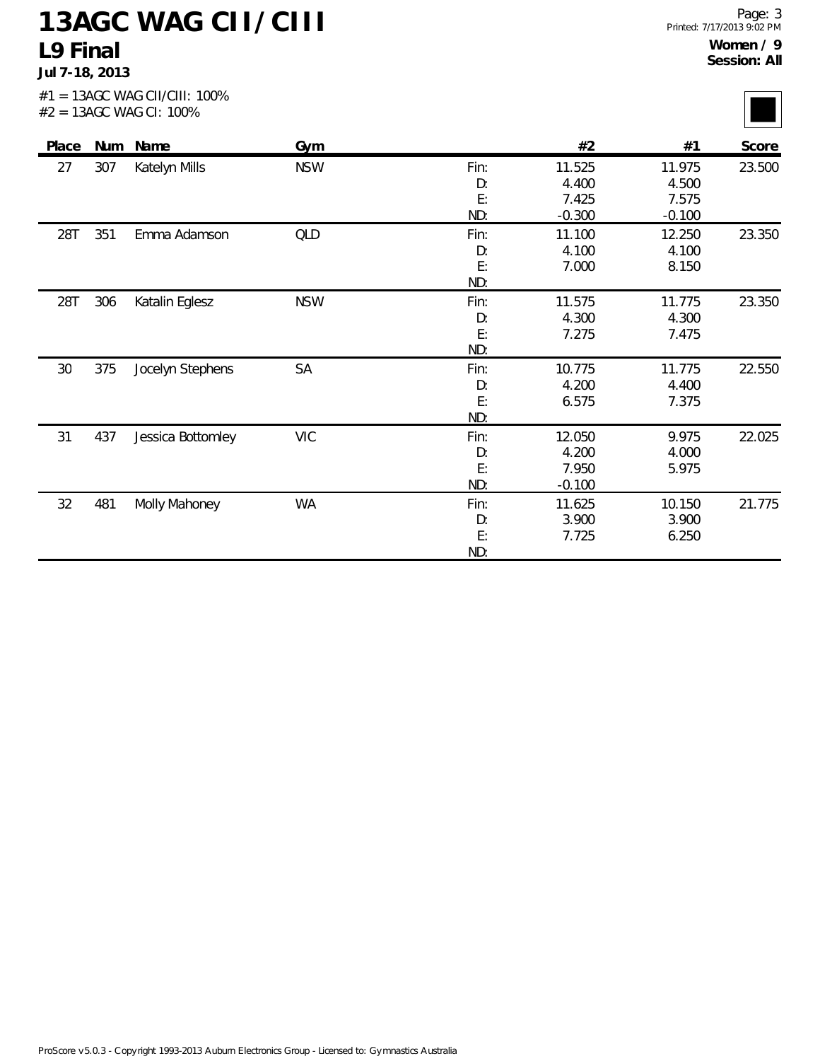# 13AGC WAG CII/CIII

## L9 Final

**Jul 7-18, 2013**

**Women / 9**
**Session: All**

#1 = 13AGC WAG CII/CIII: 100%
#2 = 13AGC WAG CI: 100%

| Place | Num | Name | Gym | | #2 | #1 | Score |
|---|---|---|---|---|---|---|---|
| 27 | 307 | Katelyn Mills | NSW | Fin: | 11.525 | 11.975 | 23.500 |
| | | | | D: | 4.400 | 4.500 | |
| | | | | E: | 7.425 | 7.575 | |
| | | | | ND: | -0.300 | -0.100 | |
| 28T | 351 | Emma Adamson | QLD | Fin: | 11.100 | 12.250 | 23.350 |
| | | | | D: | 4.100 | 4.100 | |
| | | | | E: | 7.000 | 8.150 | |
| | | | | ND: | | | |
| 28T | 306 | Katalin Eglesz | NSW | Fin: | 11.575 | 11.775 | 23.350 |
| | | | | D: | 4.300 | 4.300 | |
| | | | | E: | 7.275 | 7.475 | |
| | | | | ND: | | | |
| 30 | 375 | Jocelyn Stephens | SA | Fin: | 10.775 | 11.775 | 22.550 |
| | | | | D: | 4.200 | 4.400 | |
| | | | | E: | 6.575 | 7.375 | |
| | | | | ND: | | | |
| 31 | 437 | Jessica Bottomley | VIC | Fin: | 12.050 | 9.975 | 22.025 |
| | | | | D: | 4.200 | 4.000 | |
| | | | | E: | 7.950 | 5.975 | |
| | | | | ND: | -0.100 | | |
| 32 | 481 | Molly Mahoney | WA | Fin: | 11.625 | 10.150 | 21.775 |
| | | | | D: | 3.900 | 3.900 | |
| | | | | E: | 7.725 | 6.250 | |
| | | | | ND: | | | |

ProScore v5.0.3 - Copyright 1993-2013 Auburn Electronics Group - Licensed to: Gymnastics Australia